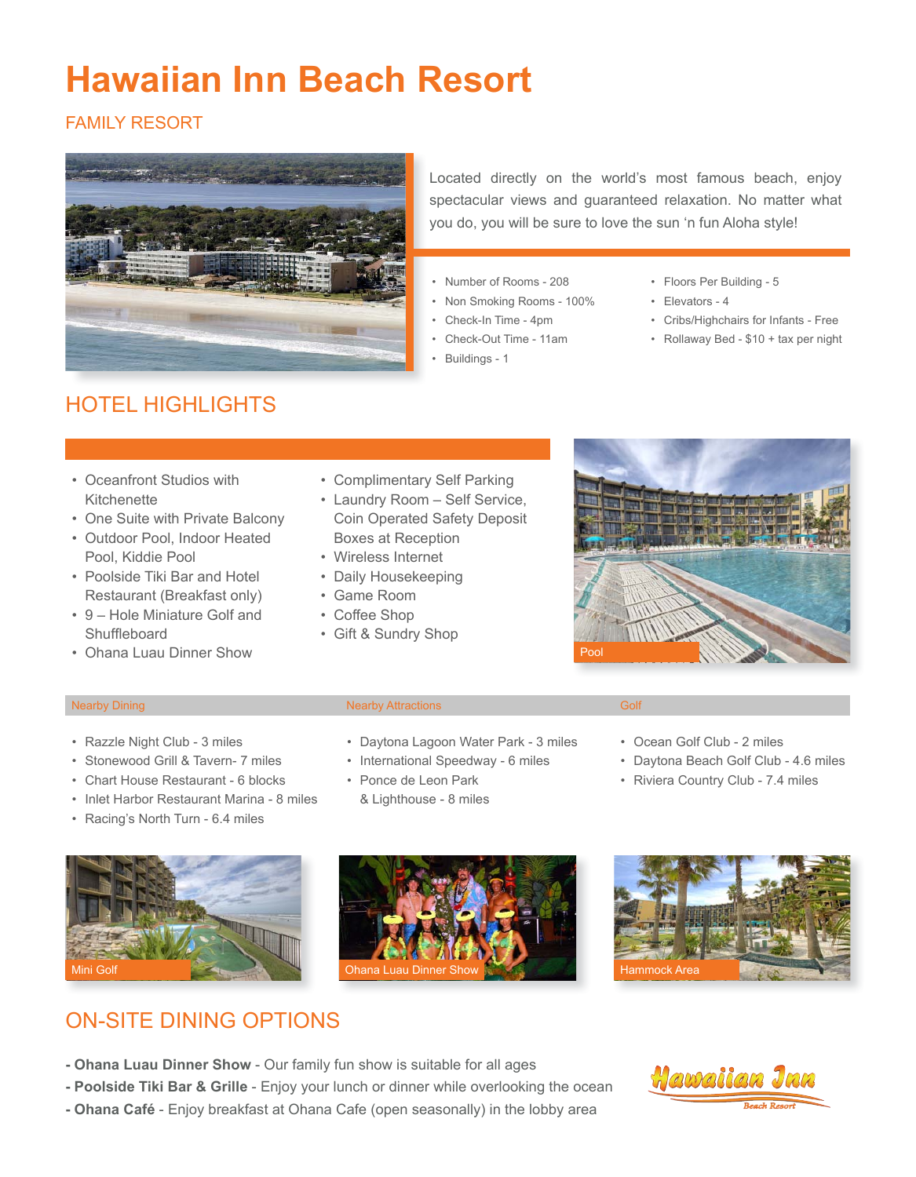# Hawaiian Inn Beach Resort

## FAMILY RESORT

Located directly on the world's most famous beach, enjoy spectacular views and guaranteed relaxation. No matter what you do, you will be sure to love the sun 'n fun Aloha style!

- Number of Rooms - 208
- Non Smoking Rooms - 100%
- Check-In Time - 4pm
- Check-Out Time - 11am
- Buildings - 1
- Floors Per Building - 5
- Elevators - 4
- Cribs/Highchairs for Infants - Free
- Rollaway Bed - $10 + tax per night

## HOTEL HIGHLIGHTS

- Oceanfront Studios with Kitchenette
- One Suite with Private Balcony
- Outdoor Pool, Indoor Heated Pool, Kiddie Pool
- Poolside Tiki Bar and Hotel Restaurant (Breakfast only)
- 9 – Hole Miniature Golf and Shuffleboard
- Ohana Luau Dinner Show
- Complimentary Self Parking
- Laundry Room – Self Service, Coin Operated Safety Deposit Boxes at Reception
- Wireless Internet
- Daily Housekeeping
- Game Room
- Coffee Shop
- Gift & Sundry Shop

Pool

### Nearby Dining

- Razzle Night Club - 3 miles
- Stonewood Grill & Tavern- 7 miles
- Chart House Restaurant - 6 blocks
- Inlet Harbor Restaurant Marina - 8 miles
- Racing's North Turn - 6.4 miles

### Nearby Attractions

- Daytona Lagoon Water Park - 3 miles
- International Speedway - 6 miles
- Ponce de Leon Park & Lighthouse - 8 miles

### Golf

- Ocean Golf Club - 2 miles
- Daytona Beach Golf Club - 4.6 miles
- Riviera Country Club - 7.4 miles

Mini Golf

Ohana Luau Dinner Show

Hammock Area

## ON-SITE DINING OPTIONS

- **Ohana Luau Dinner Show** - Our family fun show is suitable for all ages
- **Poolside Tiki Bar & Grille** - Enjoy your lunch or dinner while overlooking the ocean
- **Ohana Café** - Enjoy breakfast at Ohana Cafe (open seasonally) in the lobby area

Hawaiian Inn Beach Resort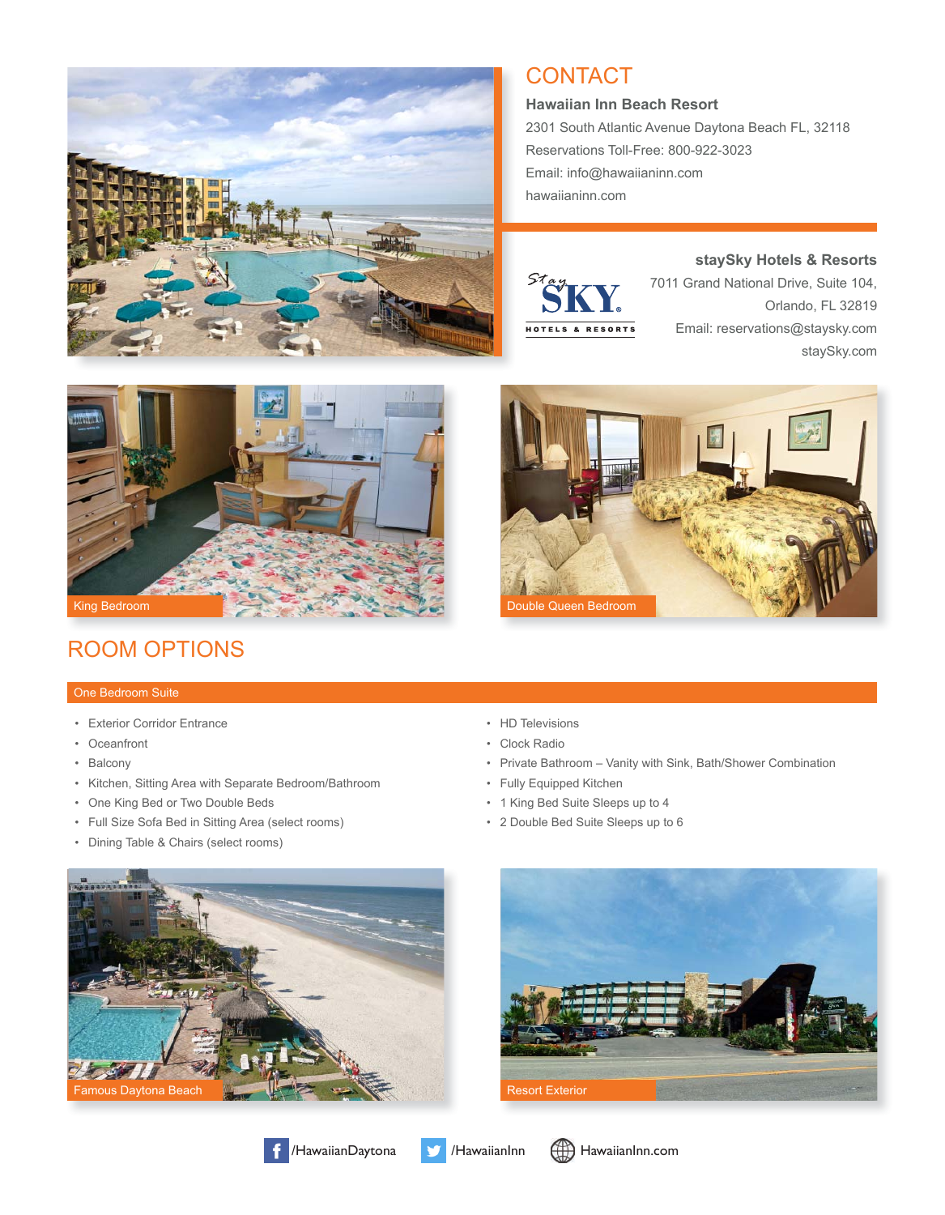## CONTACT

**Hawaiian Inn Beach Resort**

2301 South Atlantic Avenue Daytona Beach FL, 32118

Reservations Toll-Free: 800-922-3023

Email: info@hawaiianinn.com

hawaiianinn.com

**staySky Hotels & Resorts**

7011 Grand National Drive, Suite 104,

Orlando, FL 32819

Email: reservations@staysky.com

staySky.com

King Bedroom

Double Queen Bedroom

## ROOM OPTIONS

### One Bedroom Suite

- Exterior Corridor Entrance
- Oceanfront
- Balcony
- Kitchen, Sitting Area with Separate Bedroom/Bathroom
- One King Bed or Two Double Beds
- Full Size Sofa Bed in Sitting Area (select rooms)
- Dining Table & Chairs (select rooms)
- HD Televisions
- Clock Radio
- Private Bathroom – Vanity with Sink, Bath/Shower Combination
- Fully Equipped Kitchen
- 1 King Bed Suite Sleeps up to 4
- 2 Double Bed Suite Sleeps up to 6

Famous Daytona Beach

Resort Exterior

/HawaiianDaytona /HawaiianInn HawaiianInn.com